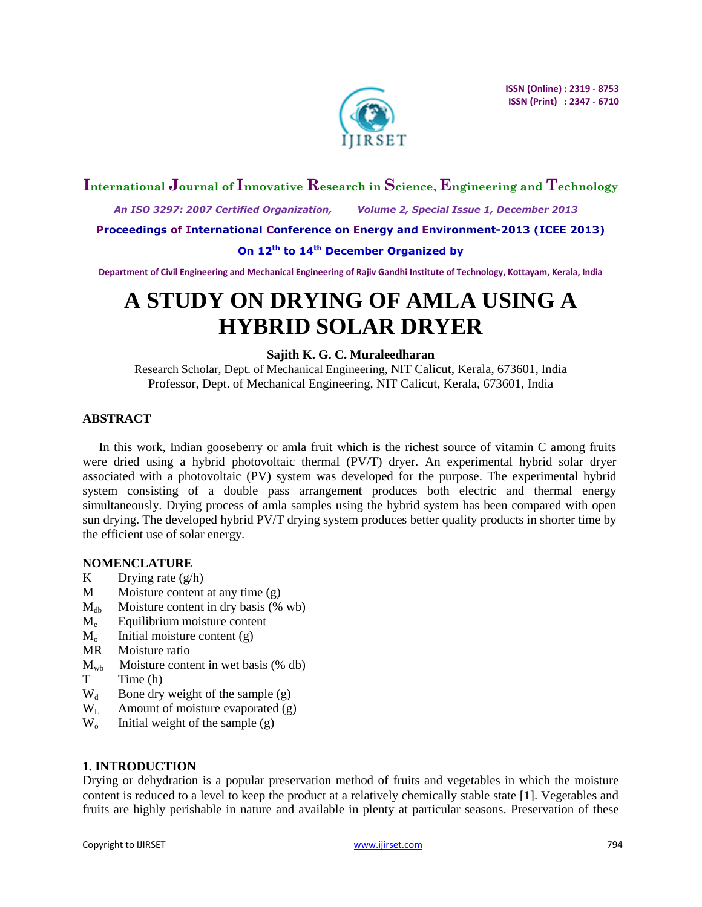# A STUDY ON DRYING OF AMLA USING A HYBRID SOLAR DRYER

**Sajith K. G. C. Muraleedharan**

Research Scholar, Dept. of Mechanical Engineering, NIT Calicut, Kerala, 673601, India

Professor, Dept. of Mechanical Engineering, NIT Calicut, Kerala, 673601, India

## ABSTRACT

In this work, Indian gooseberry or amla fruit which is the richest source of vitamin C among fruits were dried using a hybrid photovoltaic thermal (PV/T) dryer. An experimental hybrid solar dryer associated with a photovoltaic (PV) system was developed for the purpose. The experimental hybrid system consisting of a double pass arrangement produces both electric and thermal energy simultaneously. Drying process of amla samples using the hybrid system has been compared with open sun drying. The developed hybrid PV/T drying system produces better quality products in shorter time by the efficient use of solar energy.

## NOMENCLATURE

- $K$ Drying rate (g/h)
- $M$ Moisture content at any time (g)
- $M_{db}$ Moisture content in dry basis (% wb)
- $M_e$ Equilibrium moisture content
- $M_o$ Initial moisture content (g)
- $MR$ Moisture ratio
- $M_{wb}$ Moisture content in wet basis (% db)
- $T$ Time (h)
- $W_d$ Bone dry weight of the sample (g)
- $W_L$ Amount of moisture evaporated (g)
- $W_o$ Initial weight of the sample (g)

## 1. INTRODUCTION

Drying or dehydration is a popular preservation method of fruits and vegetables in which the moisture content is reduced to a level to keep the product at a relatively chemically stable state [1]. Vegetables and fruits are highly perishable in nature and available in plenty at particular seasons. Preservation of these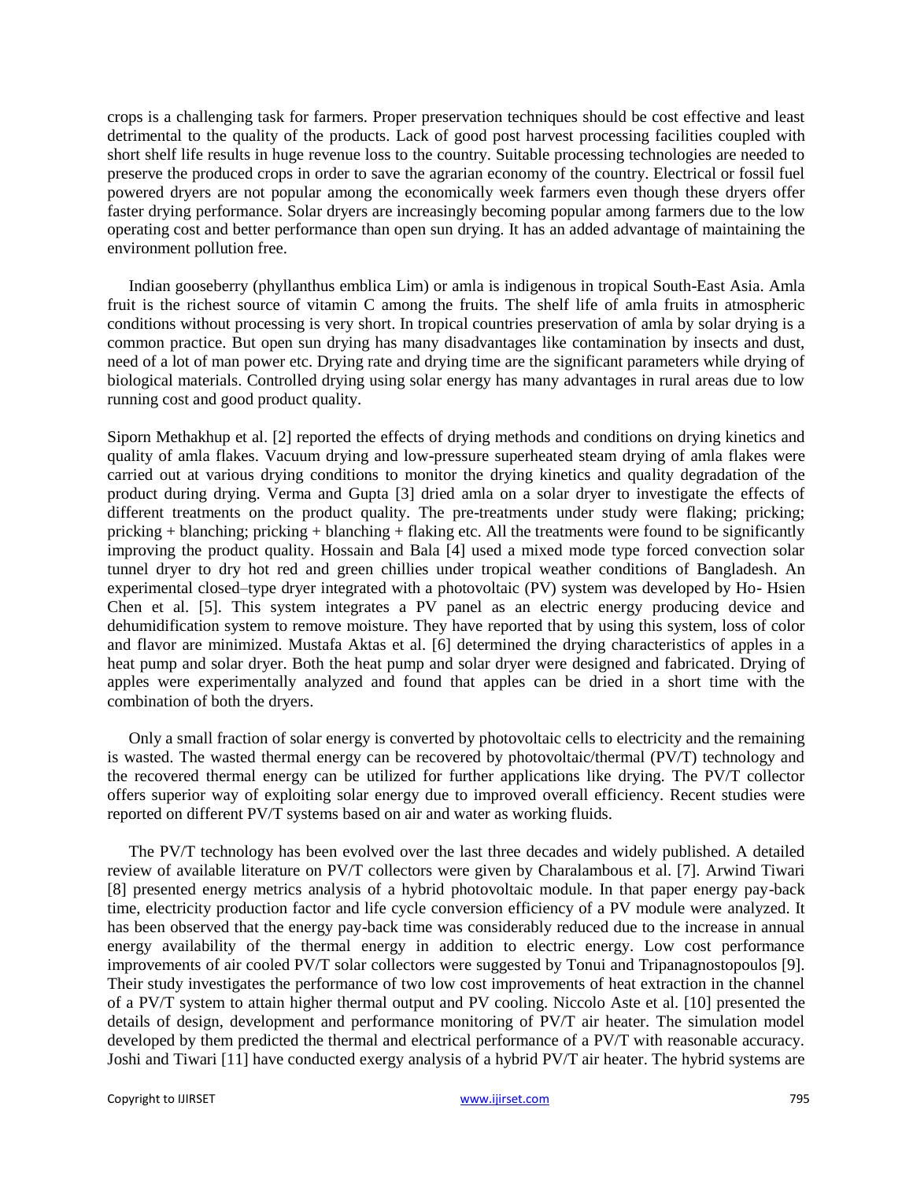crops is a challenging task for farmers. Proper preservation techniques should be cost effective and least detrimental to the quality of the products. Lack of good post harvest processing facilities coupled with short shelf life results in huge revenue loss to the country. Suitable processing technologies are needed to preserve the produced crops in order to save the agrarian economy of the country. Electrical or fossil fuel powered dryers are not popular among the economically week farmers even though these dryers offer faster drying performance. Solar dryers are increasingly becoming popular among farmers due to the low operating cost and better performance than open sun drying. It has an added advantage of maintaining the environment pollution free.

Indian gooseberry (phyllanthus emblica Lim) or amla is indigenous in tropical South-East Asia. Amla fruit is the richest source of vitamin C among the fruits. The shelf life of amla fruits in atmospheric conditions without processing is very short. In tropical countries preservation of amla by solar drying is a common practice. But open sun drying has many disadvantages like contamination by insects and dust, need of a lot of man power etc. Drying rate and drying time are the significant parameters while drying of biological materials. Controlled drying using solar energy has many advantages in rural areas due to low running cost and good product quality.

Siporn Methakhup et al. [2] reported the effects of drying methods and conditions on drying kinetics and quality of amla flakes. Vacuum drying and low-pressure superheated steam drying of amla flakes were carried out at various drying conditions to monitor the drying kinetics and quality degradation of the product during drying. Verma and Gupta [3] dried amla on a solar dryer to investigate the effects of different treatments on the product quality. The pre-treatments under study were flaking; pricking; pricking + blanching; pricking + blanching + flaking etc. All the treatments were found to be significantly improving the product quality. Hossain and Bala [4] used a mixed mode type forced convection solar tunnel dryer to dry hot red and green chillies under tropical weather conditions of Bangladesh. An experimental closed–type dryer integrated with a photovoltaic (PV) system was developed by Ho- Hsien Chen et al. [5]. This system integrates a PV panel as an electric energy producing device and dehumidification system to remove moisture. They have reported that by using this system, loss of color and flavor are minimized. Mustafa Aktas et al. [6] determined the drying characteristics of apples in a heat pump and solar dryer. Both the heat pump and solar dryer were designed and fabricated. Drying of apples were experimentally analyzed and found that apples can be dried in a short time with the combination of both the dryers.

Only a small fraction of solar energy is converted by photovoltaic cells to electricity and the remaining is wasted. The wasted thermal energy can be recovered by photovoltaic/thermal (PV/T) technology and the recovered thermal energy can be utilized for further applications like drying. The PV/T collector offers superior way of exploiting solar energy due to improved overall efficiency. Recent studies were reported on different PV/T systems based on air and water as working fluids.

The PV/T technology has been evolved over the last three decades and widely published. A detailed review of available literature on PV/T collectors were given by Charalambous et al. [7]. Arwind Tiwari [8] presented energy metrics analysis of a hybrid photovoltaic module. In that paper energy pay-back time, electricity production factor and life cycle conversion efficiency of a PV module were analyzed. It has been observed that the energy pay-back time was considerably reduced due to the increase in annual energy availability of the thermal energy in addition to electric energy. Low cost performance improvements of air cooled PV/T solar collectors were suggested by Tonui and Tripanagnostopoulos [9]. Their study investigates the performance of two low cost improvements of heat extraction in the channel of a PV/T system to attain higher thermal output and PV cooling. Niccolo Aste et al. [10] presented the details of design, development and performance monitoring of PV/T air heater. The simulation model developed by them predicted the thermal and electrical performance of a PV/T with reasonable accuracy. Joshi and Tiwari [11] have conducted exergy analysis of a hybrid PV/T air heater. The hybrid systems are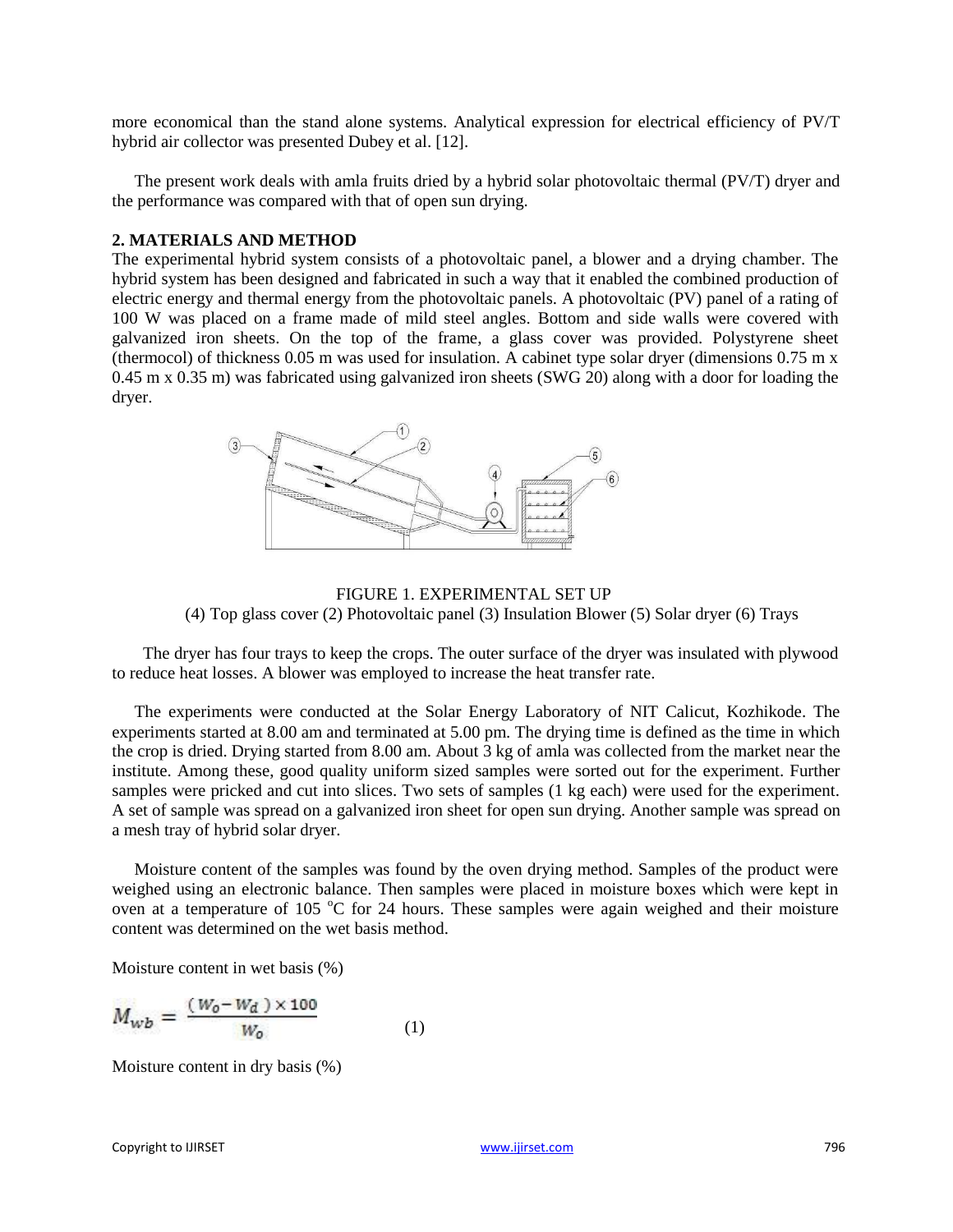more economical than the stand alone systems. Analytical expression for electrical efficiency of PV/T hybrid air collector was presented Dubey et al. [12].

The present work deals with amla fruits dried by a hybrid solar photovoltaic thermal (PV/T) dryer and the performance was compared with that of open sun drying.

## 2. MATERIALS AND METHOD

The experimental hybrid system consists of a photovoltaic panel, a blower and a drying chamber. The hybrid system has been designed and fabricated in such a way that it enabled the combined production of electric energy and thermal energy from the photovoltaic panels. A photovoltaic (PV) panel of a rating of 100 W was placed on a frame made of mild steel angles. Bottom and side walls were covered with galvanized iron sheets. On the top of the frame, a glass cover was provided. Polystyrene sheet (thermocol) of thickness 0.05 m was used for insulation. A cabinet type solar dryer (dimensions 0.75 m x 0.45 m x 0.35 m) was fabricated using galvanized iron sheets (SWG 20) along with a door for loading the dryer.

FIGURE 1. EXPERIMENTAL SET UP

(4) Top glass cover (2) Photovoltaic panel (3) Insulation Blower (5) Solar dryer (6) Trays

The dryer has four trays to keep the crops. The outer surface of the dryer was insulated with plywood to reduce heat losses. A blower was employed to increase the heat transfer rate.

The experiments were conducted at the Solar Energy Laboratory of NIT Calicut, Kozhikode. The experiments started at 8.00 am and terminated at 5.00 pm. The drying time is defined as the time in which the crop is dried. Drying started from 8.00 am. About 3 kg of amla was collected from the market near the institute. Among these, good quality uniform sized samples were sorted out for the experiment. Further samples were pricked and cut into slices. Two sets of samples (1 kg each) were used for the experiment. A set of sample was spread on a galvanized iron sheet for open sun drying. Another sample was spread on a mesh tray of hybrid solar dryer.

Moisture content of the samples was found by the oven drying method. Samples of the product were weighed using an electronic balance. Then samples were placed in moisture boxes which were kept in oven at a temperature of 105 °C for 24 hours. These samples were again weighed and their moisture content was determined on the wet basis method.

Moisture content in wet basis (%)

$$M_{wb} = \frac{(W_o - W_d) \times 100}{W_o} \quad (1)$$

Moisture content in dry basis (%)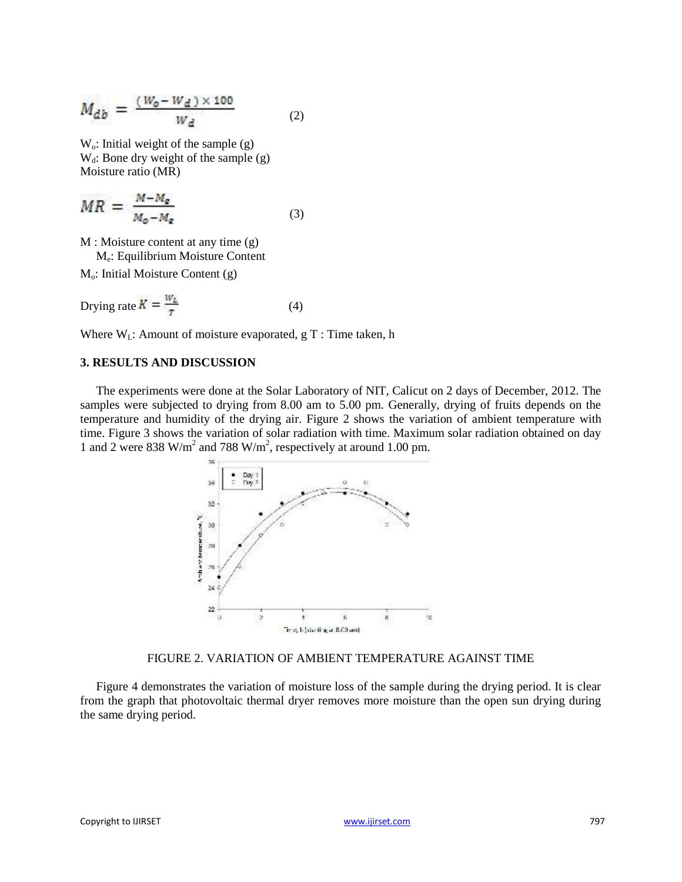$$M_{db} = \frac{(W_o - W_d) \times 100}{W_d} \quad (2)$$

$W_o$: Initial weight of the sample (g)
$W_d$: Bone dry weight of the sample (g)
Moisture ratio (MR)

$$MR = \frac{M - M_e}{M_o - M_e} \quad (3)$$

M : Moisture content at any time (g)
$M_e$: Equilibrium Moisture Content
$M_o$: Initial Moisture Content (g)

Drying rate $K = \frac{W_L}{T}$ (4)

Where $W_L$: Amount of moisture evaporated, g T : Time taken, h

## 3. RESULTS AND DISCUSSION

The experiments were done at the Solar Laboratory of NIT, Calicut on 2 days of December, 2012. The samples were subjected to drying from 8.00 am to 5.00 pm. Generally, drying of fruits depends on the temperature and humidity of the drying air. Figure 2 shows the variation of ambient temperature with time. Figure 3 shows the variation of solar radiation with time. Maximum solar radiation obtained on day 1 and 2 were 838 W/m$^2$ and 788 W/m$^2$, respectively at around 1.00 pm.

FIGURE 2. VARIATION OF AMBIENT TEMPERATURE AGAINST TIME

Figure 4 demonstrates the variation of moisture loss of the sample during the drying period. It is clear from the graph that photovoltaic thermal dryer removes more moisture than the open sun drying during the same drying period.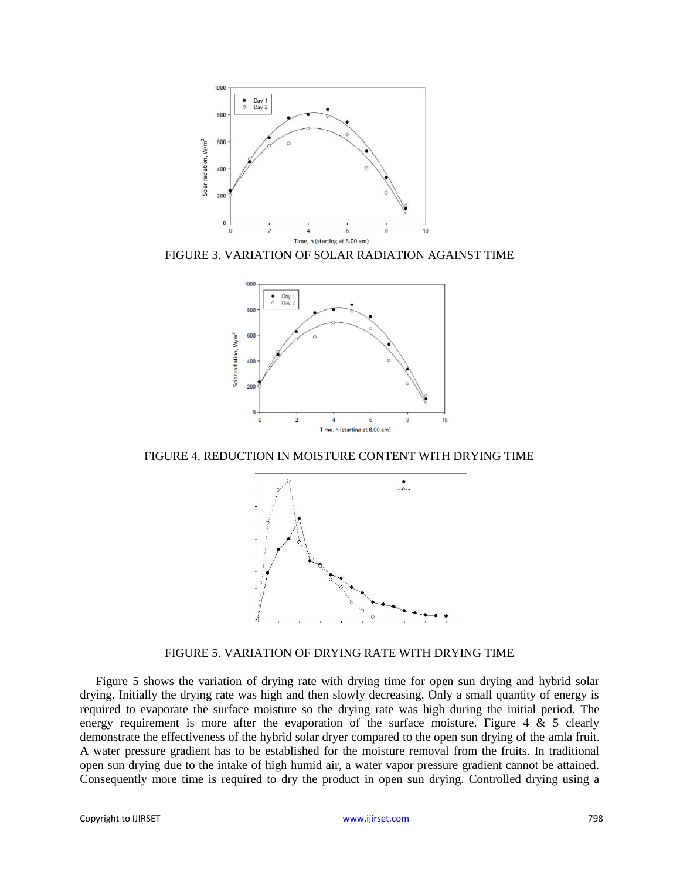FIGURE 3. VARIATION OF SOLAR RADIATION AGAINST TIME

FIGURE 4. REDUCTION IN MOISTURE CONTENT WITH DRYING TIME

FIGURE 5. VARIATION OF DRYING RATE WITH DRYING TIME

Figure 5 shows the variation of drying rate with drying time for open sun drying and hybrid solar drying. Initially the drying rate was high and then slowly decreasing. Only a small quantity of energy is required to evaporate the surface moisture so the drying rate was high during the initial period. The energy requirement is more after the evaporation of the surface moisture. Figure 4 & 5 clearly demonstrate the effectiveness of the hybrid solar dryer compared to the open sun drying of the amla fruit. A water pressure gradient has to be established for the moisture removal from the fruits. In traditional open sun drying due to the intake of high humid air, a water vapor pressure gradient cannot be attained. Consequently more time is required to dry the product in open sun drying. Controlled drying using a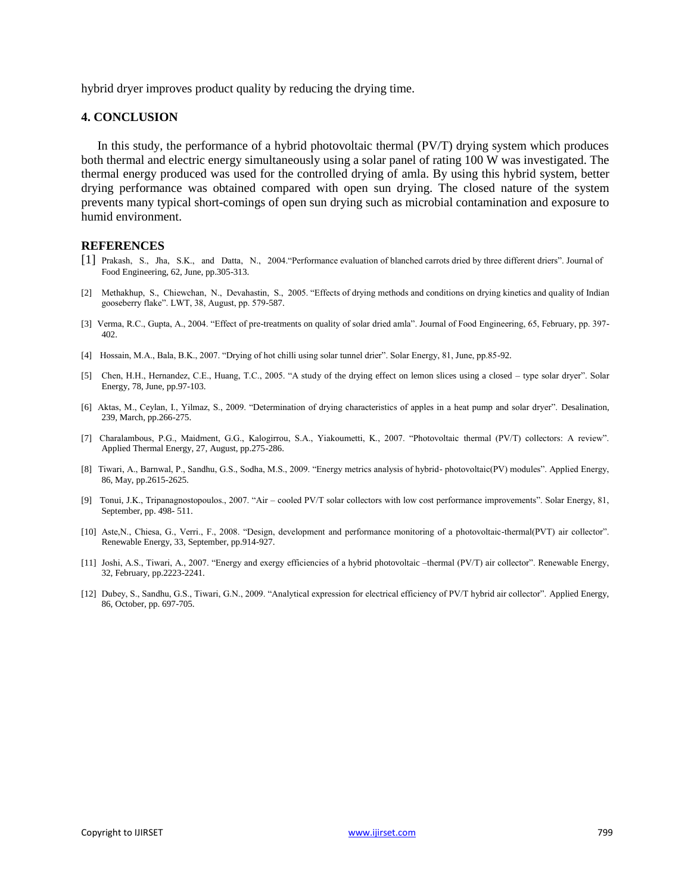hybrid dryer improves product quality by reducing the drying time.

## 4. CONCLUSION

In this study, the performance of a hybrid photovoltaic thermal (PV/T) drying system which produces both thermal and electric energy simultaneously using a solar panel of rating 100 W was investigated. The thermal energy produced was used for the controlled drying of amla. By using this hybrid system, better drying performance was obtained compared with open sun drying. The closed nature of the system prevents many typical short-comings of open sun drying such as microbial contamination and exposure to humid environment.

## REFERENCES

[1] Prakash, S., Jha, S.K., and Datta, N., 2004."Performance evaluation of blanched carrots dried by three different driers". Journal of Food Engineering, 62, June, pp.305-313.

[2] Methakhup, S., Chiewchan, N., Devahastin, S., 2005. "Effects of drying methods and conditions on drying kinetics and quality of Indian gooseberry flake". LWT, 38, August, pp. 579-587.

[3] Verma, R.C., Gupta, A., 2004. "Effect of pre-treatments on quality of solar dried amla". Journal of Food Engineering, 65, February, pp. 397-402.

[4] Hossain, M.A., Bala, B.K., 2007. "Drying of hot chilli using solar tunnel drier". Solar Energy, 81, June, pp.85-92.

[5] Chen, H.H., Hernandez, C.E., Huang, T.C., 2005. "A study of the drying effect on lemon slices using a closed – type solar dryer". Solar Energy, 78, June, pp.97-103.

[6] Aktas, M., Ceylan, I., Yilmaz, S., 2009. "Determination of drying characteristics of apples in a heat pump and solar dryer". Desalination, 239, March, pp.266-275.

[7] Charalambous, P.G., Maidment, G.G., Kalogirrou, S.A., Yiakoumetti, K., 2007. "Photovoltaic thermal (PV/T) collectors: A review". Applied Thermal Energy, 27, August, pp.275-286.

[8] Tiwari, A., Barnwal, P., Sandhu, G.S., Sodha, M.S., 2009. "Energy metrics analysis of hybrid- photovoltaic(PV) modules". Applied Energy, 86, May, pp.2615-2625.

[9] Tonui, J.K., Tripanagnostopoulos., 2007. "Air – cooled PV/T solar collectors with low cost performance improvements". Solar Energy, 81, September, pp. 498- 511.

[10] Aste,N., Chiesa, G., Verri., F., 2008. "Design, development and performance monitoring of a photovoltaic-thermal(PVT) air collector". Renewable Energy, 33, September, pp.914-927.

[11] Joshi, A.S., Tiwari, A., 2007. "Energy and exergy efficiencies of a hybrid photovoltaic –thermal (PV/T) air collector". Renewable Energy, 32, February, pp.2223-2241.

[12] Dubey, S., Sandhu, G.S., Tiwari, G.N., 2009. "Analytical expression for electrical efficiency of PV/T hybrid air collector". Applied Energy, 86, October, pp. 697-705.